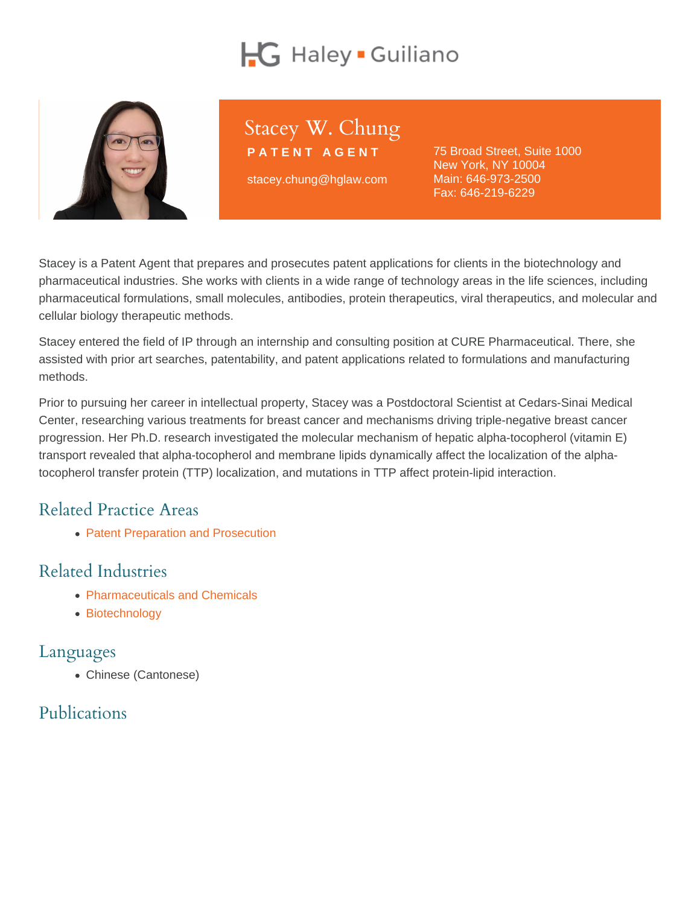# Stacey W. Chung

**PATENT AGENT**

stacey.chung@hglaw.com

75 Broad Street, Suite 1000
New York, NY 10004
Main: 646-973-2500
Fax: 646-219-6229

Stacey is a Patent Agent that prepares and prosecutes patent applications for clients in the biotechnology and pharmaceutical industries. She works with clients in a wide range of technology areas in the life sciences, including pharmaceutical formulations, small molecules, antibodies, protein therapeutics, viral therapeutics, and molecular and cellular biology therapeutic methods.

Stacey entered the field of IP through an internship and consulting position at CURE Pharmaceutical. There, she assisted with prior art searches, patentability, and patent applications related to formulations and manufacturing methods.

Prior to pursuing her career in intellectual property, Stacey was a Postdoctoral Scientist at Cedars-Sinai Medical Center, researching various treatments for breast cancer and mechanisms driving triple-negative breast cancer progression. Her Ph.D. research investigated the molecular mechanism of hepatic alpha-tocopherol (vitamin E) transport revealed that alpha-tocopherol and membrane lipids dynamically affect the localization of the alpha-tocopherol transfer protein (TTP) localization, and mutations in TTP affect protein-lipid interaction.

## Related Practice Areas

- Patent Preparation and Prosecution

## Related Industries

- Pharmaceuticals and Chemicals
- Biotechnology

## Languages

- Chinese (Cantonese)

## Publications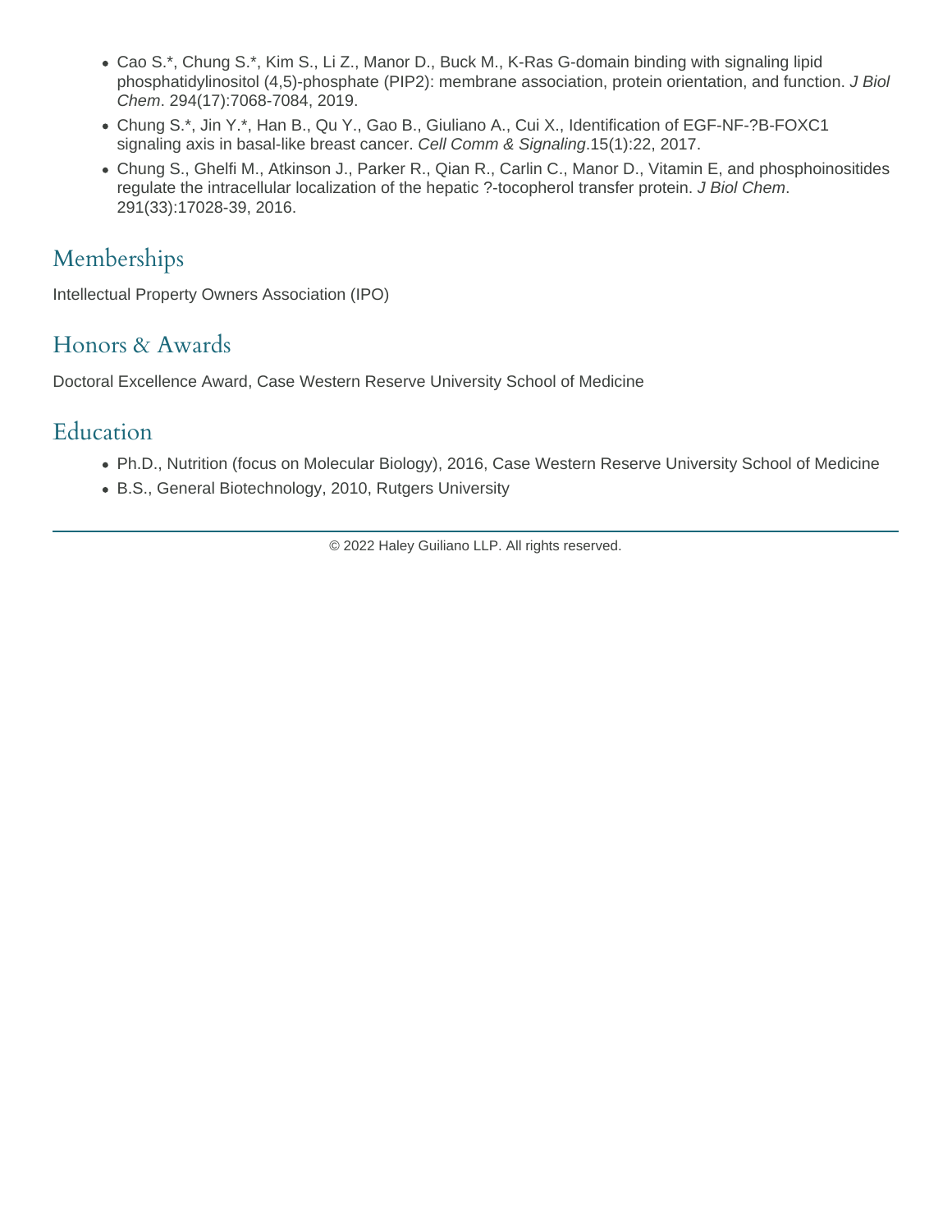- Cao S.*, Chung S.*, Kim S., Li Z., Manor D., Buck M., K-Ras G-domain binding with signaling lipid phosphatidylinositol (4,5)-phosphate (PIP2): membrane association, protein orientation, and function. *J Biol Chem*. 294(17):7068-7084, 2019.
- Chung S.*, Jin Y.*, Han B., Qu Y., Gao B., Giuliano A., Cui X., Identification of EGF-NF-?B-FOXC1 signaling axis in basal-like breast cancer. *Cell Comm & Signaling*.15(1):22, 2017.
- Chung S., Ghelfi M., Atkinson J., Parker R., Qian R., Carlin C., Manor D., Vitamin E, and phosphoinositides regulate the intracellular localization of the hepatic ?-tocopherol transfer protein. *J Biol Chem*. 291(33):17028-39, 2016.

## Memberships

Intellectual Property Owners Association (IPO)

## Honors & Awards

Doctoral Excellence Award, Case Western Reserve University School of Medicine

## Education

- Ph.D., Nutrition (focus on Molecular Biology), 2016, Case Western Reserve University School of Medicine
- B.S., General Biotechnology, 2010, Rutgers University

© 2022 Haley Guiliano LLP. All rights reserved.